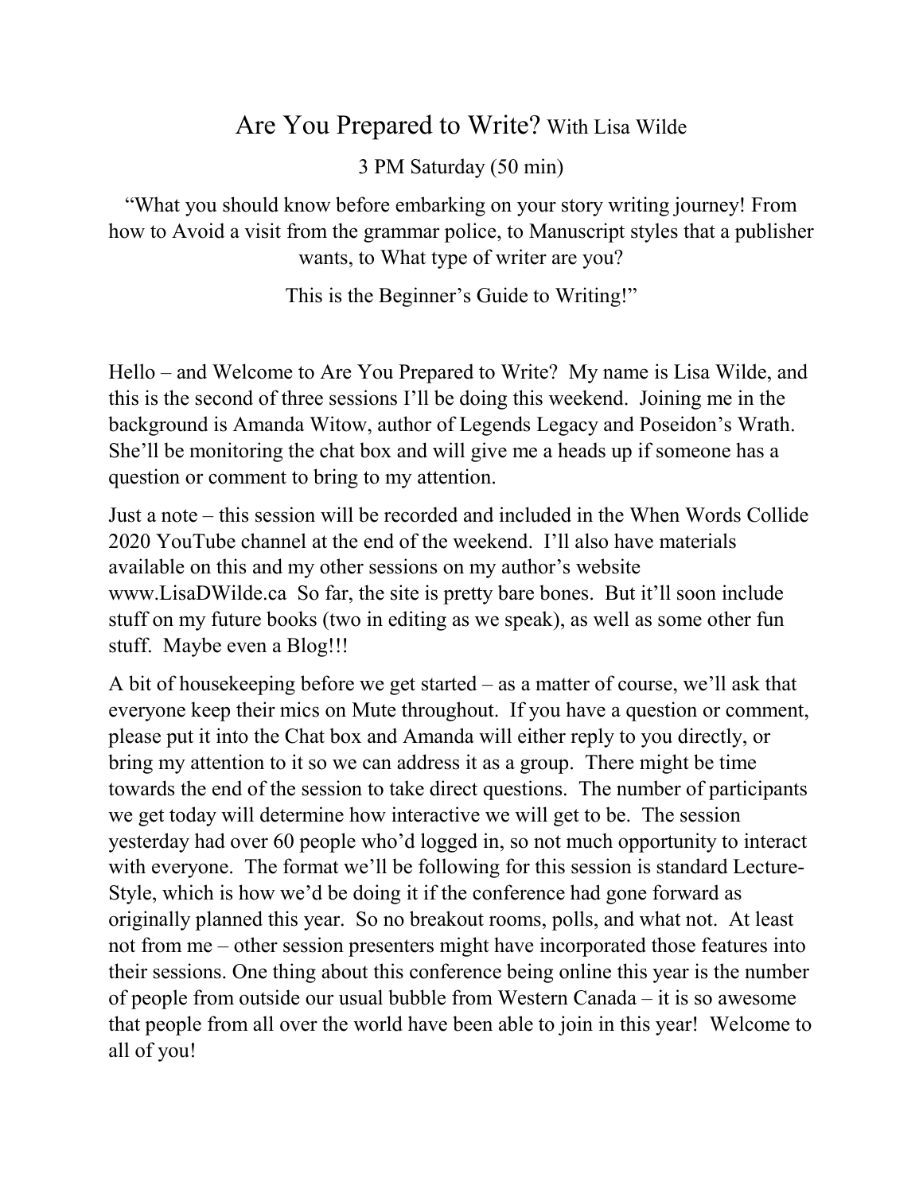# Are You Prepared to Write? With Lisa Wilde

3 PM Saturday (50 min)

"What you should know before embarking on your story writing journey! From how to Avoid a visit from the grammar police, to Manuscript styles that a publisher wants, to What type of writer are you?

This is the Beginner's Guide to Writing!"

Hello – and Welcome to Are You Prepared to Write? My name is Lisa Wilde, and this is the second of three sessions I'll be doing this weekend. Joining me in the background is Amanda Witow, author of Legends Legacy and Poseidon's Wrath. She'll be monitoring the chat box and will give me a heads up if someone has a question or comment to bring to my attention.

Just a note – this session will be recorded and included in the When Words Collide 2020 YouTube channel at the end of the weekend. I'll also have materials available on this and my other sessions on my author's website www.LisaDWilde.ca So far, the site is pretty bare bones. But it'll soon include stuff on my future books (two in editing as we speak), as well as some other fun stuff. Maybe even a Blog!!!

A bit of housekeeping before we get started – as a matter of course, we'll ask that everyone keep their mics on Mute throughout. If you have a question or comment, please put it into the Chat box and Amanda will either reply to you directly, or bring my attention to it so we can address it as a group. There might be time towards the end of the session to take direct questions. The number of participants we get today will determine how interactive we will get to be. The session yesterday had over 60 people who'd logged in, so not much opportunity to interact with everyone. The format we'll be following for this session is standard Lecture-Style, which is how we'd be doing it if the conference had gone forward as originally planned this year. So no breakout rooms, polls, and what not. At least not from me – other session presenters might have incorporated those features into their sessions. One thing about this conference being online this year is the number of people from outside our usual bubble from Western Canada – it is so awesome that people from all over the world have been able to join in this year! Welcome to all of you!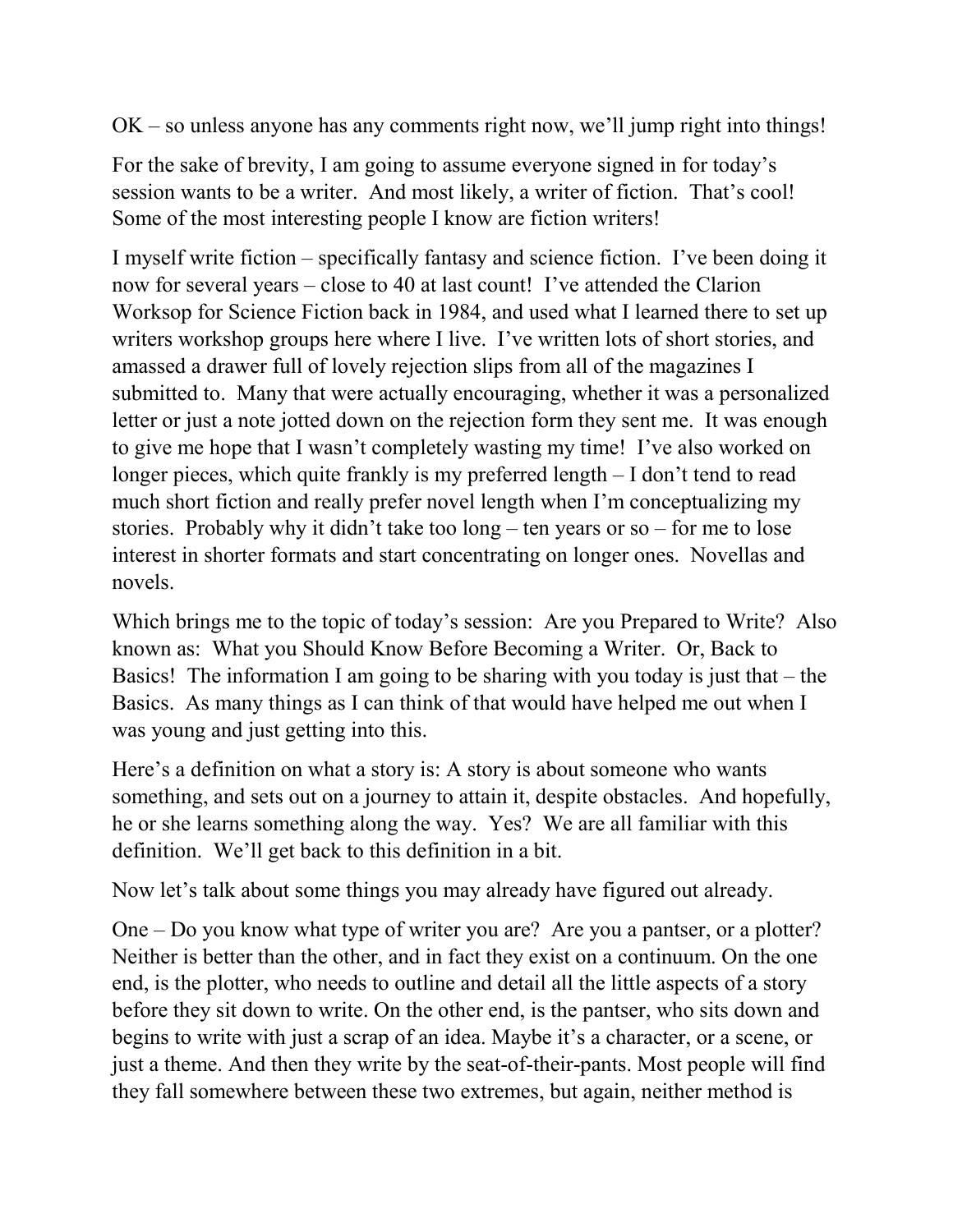OK – so unless anyone has any comments right now, we'll jump right into things!

For the sake of brevity, I am going to assume everyone signed in for today's session wants to be a writer. And most likely, a writer of fiction. That's cool! Some of the most interesting people I know are fiction writers!

I myself write fiction – specifically fantasy and science fiction. I've been doing it now for several years – close to 40 at last count! I've attended the Clarion Worksop for Science Fiction back in 1984, and used what I learned there to set up writers workshop groups here where I live. I've written lots of short stories, and amassed a drawer full of lovely rejection slips from all of the magazines I submitted to. Many that were actually encouraging, whether it was a personalized letter or just a note jotted down on the rejection form they sent me. It was enough to give me hope that I wasn't completely wasting my time! I've also worked on longer pieces, which quite frankly is my preferred length – I don't tend to read much short fiction and really prefer novel length when I'm conceptualizing my stories. Probably why it didn't take too long – ten years or so – for me to lose interest in shorter formats and start concentrating on longer ones. Novellas and novels.

Which brings me to the topic of today's session: Are you Prepared to Write? Also known as: What you Should Know Before Becoming a Writer. Or, Back to Basics! The information I am going to be sharing with you today is just that – the Basics. As many things as I can think of that would have helped me out when I was young and just getting into this.

Here's a definition on what a story is: A story is about someone who wants something, and sets out on a journey to attain it, despite obstacles. And hopefully, he or she learns something along the way. Yes? We are all familiar with this definition. We'll get back to this definition in a bit.

Now let's talk about some things you may already have figured out already.

One – Do you know what type of writer you are? Are you a pantser, or a plotter? Neither is better than the other, and in fact they exist on a continuum. On the one end, is the plotter, who needs to outline and detail all the little aspects of a story before they sit down to write. On the other end, is the pantser, who sits down and begins to write with just a scrap of an idea. Maybe it's a character, or a scene, or just a theme. And then they write by the seat-of-their-pants. Most people will find they fall somewhere between these two extremes, but again, neither method is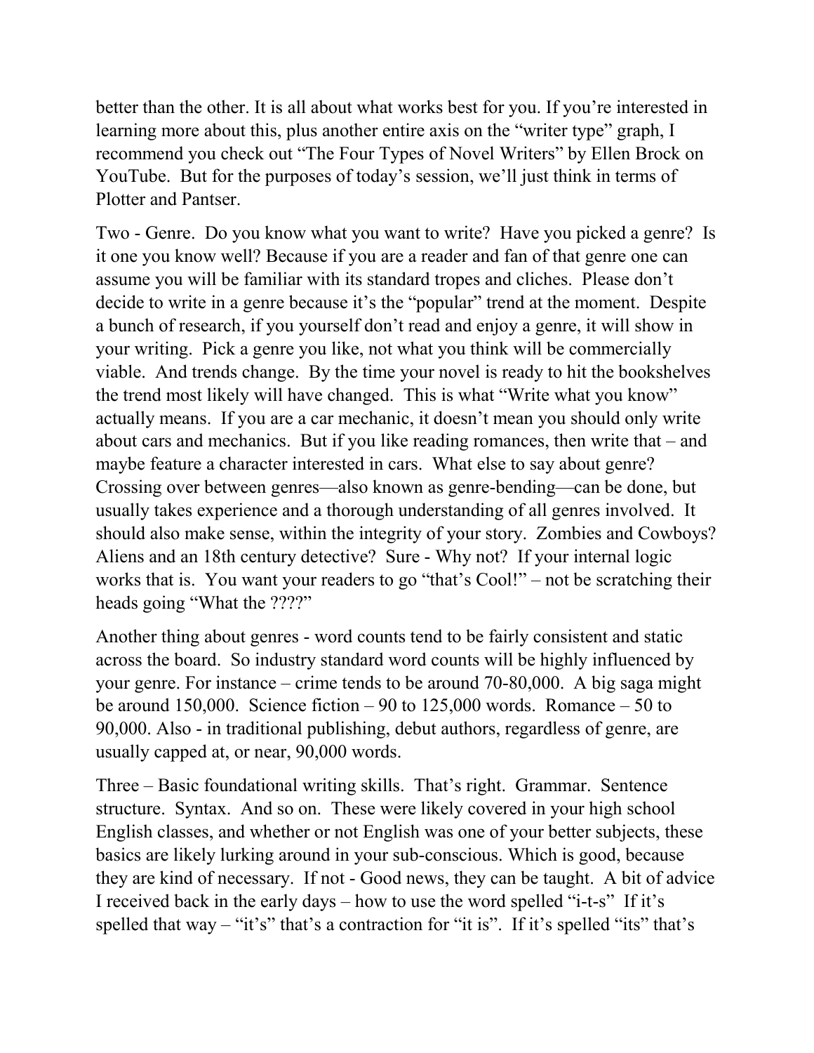better than the other. It is all about what works best for you. If you're interested in learning more about this, plus another entire axis on the "writer type" graph, I recommend you check out "The Four Types of Novel Writers" by Ellen Brock on YouTube. But for the purposes of today's session, we'll just think in terms of Plotter and Pantser.

Two - Genre. Do you know what you want to write? Have you picked a genre? Is it one you know well? Because if you are a reader and fan of that genre one can assume you will be familiar with its standard tropes and cliches. Please don't decide to write in a genre because it's the "popular" trend at the moment. Despite a bunch of research, if you yourself don't read and enjoy a genre, it will show in your writing. Pick a genre you like, not what you think will be commercially viable. And trends change. By the time your novel is ready to hit the bookshelves the trend most likely will have changed. This is what "Write what you know" actually means. If you are a car mechanic, it doesn't mean you should only write about cars and mechanics. But if you like reading romances, then write that – and maybe feature a character interested in cars. What else to say about genre? Crossing over between genres—also known as genre-bending—can be done, but usually takes experience and a thorough understanding of all genres involved. It should also make sense, within the integrity of your story. Zombies and Cowboys? Aliens and an 18th century detective? Sure - Why not? If your internal logic works that is. You want your readers to go "that's Cool!" – not be scratching their heads going "What the ????"

Another thing about genres - word counts tend to be fairly consistent and static across the board. So industry standard word counts will be highly influenced by your genre. For instance – crime tends to be around 70-80,000. A big saga might be around 150,000. Science fiction – 90 to 125,000 words. Romance – 50 to 90,000. Also - in traditional publishing, debut authors, regardless of genre, are usually capped at, or near, 90,000 words.

Three – Basic foundational writing skills. That's right. Grammar. Sentence structure. Syntax. And so on. These were likely covered in your high school English classes, and whether or not English was one of your better subjects, these basics are likely lurking around in your sub-conscious. Which is good, because they are kind of necessary. If not - Good news, they can be taught. A bit of advice I received back in the early days – how to use the word spelled "i-t-s" If it's spelled that way – "it's" that's a contraction for "it is". If it's spelled "its" that's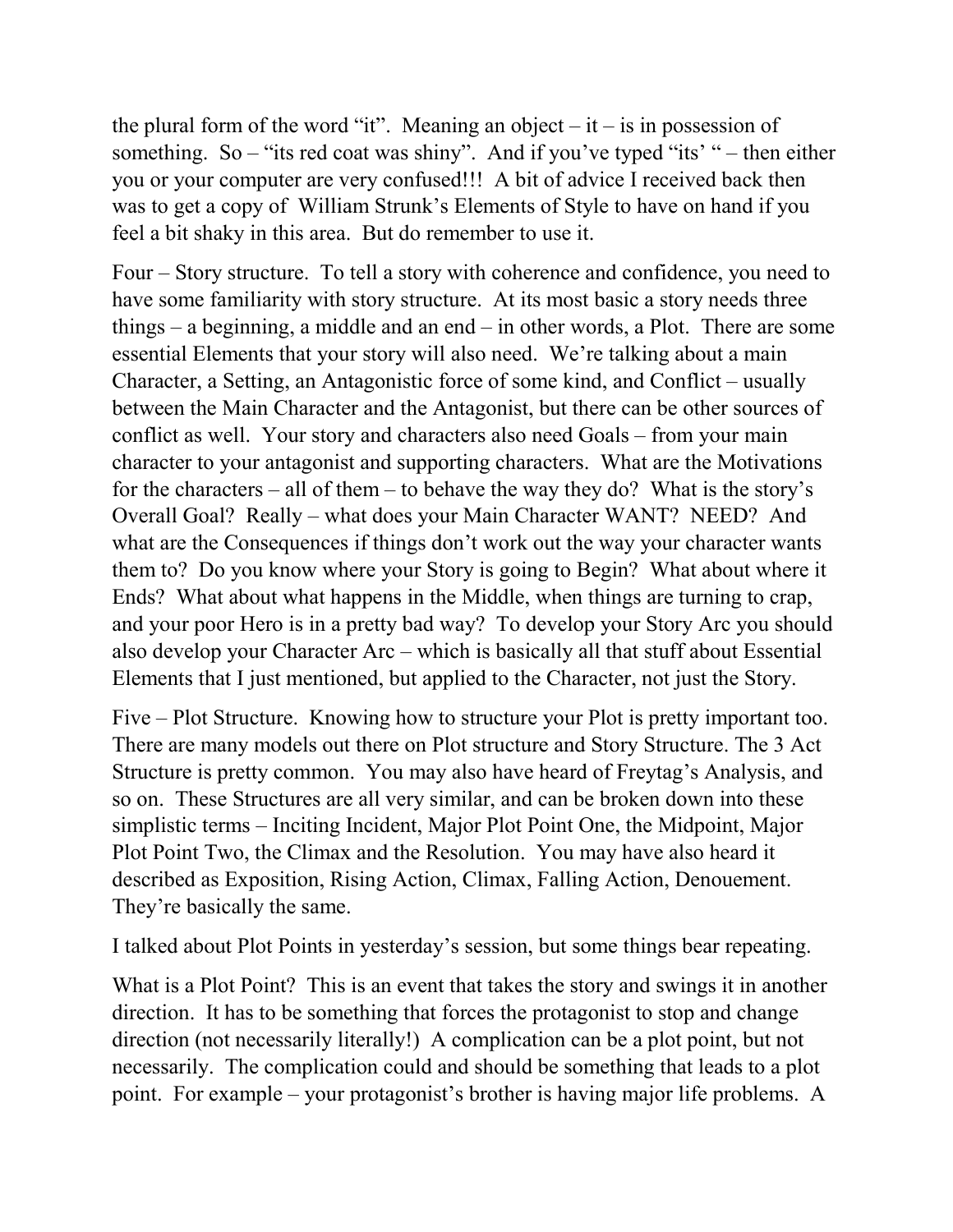the plural form of the word "it". Meaning an object – it – is in possession of something. So – "its red coat was shiny". And if you've typed "its' " – then either you or your computer are very confused!!! A bit of advice I received back then was to get a copy of William Strunk's Elements of Style to have on hand if you feel a bit shaky in this area. But do remember to use it.

Four – Story structure. To tell a story with coherence and confidence, you need to have some familiarity with story structure. At its most basic a story needs three things – a beginning, a middle and an end – in other words, a Plot. There are some essential Elements that your story will also need. We're talking about a main Character, a Setting, an Antagonistic force of some kind, and Conflict – usually between the Main Character and the Antagonist, but there can be other sources of conflict as well. Your story and characters also need Goals – from your main character to your antagonist and supporting characters. What are the Motivations for the characters – all of them – to behave the way they do? What is the story's Overall Goal? Really – what does your Main Character WANT? NEED? And what are the Consequences if things don't work out the way your character wants them to? Do you know where your Story is going to Begin? What about where it Ends? What about what happens in the Middle, when things are turning to crap, and your poor Hero is in a pretty bad way? To develop your Story Arc you should also develop your Character Arc – which is basically all that stuff about Essential Elements that I just mentioned, but applied to the Character, not just the Story.

Five – Plot Structure. Knowing how to structure your Plot is pretty important too. There are many models out there on Plot structure and Story Structure. The 3 Act Structure is pretty common. You may also have heard of Freytag's Analysis, and so on. These Structures are all very similar, and can be broken down into these simplistic terms – Inciting Incident, Major Plot Point One, the Midpoint, Major Plot Point Two, the Climax and the Resolution. You may have also heard it described as Exposition, Rising Action, Climax, Falling Action, Denouement. They're basically the same.

I talked about Plot Points in yesterday's session, but some things bear repeating.

What is a Plot Point? This is an event that takes the story and swings it in another direction. It has to be something that forces the protagonist to stop and change direction (not necessarily literally!) A complication can be a plot point, but not necessarily. The complication could and should be something that leads to a plot point. For example – your protagonist's brother is having major life problems. A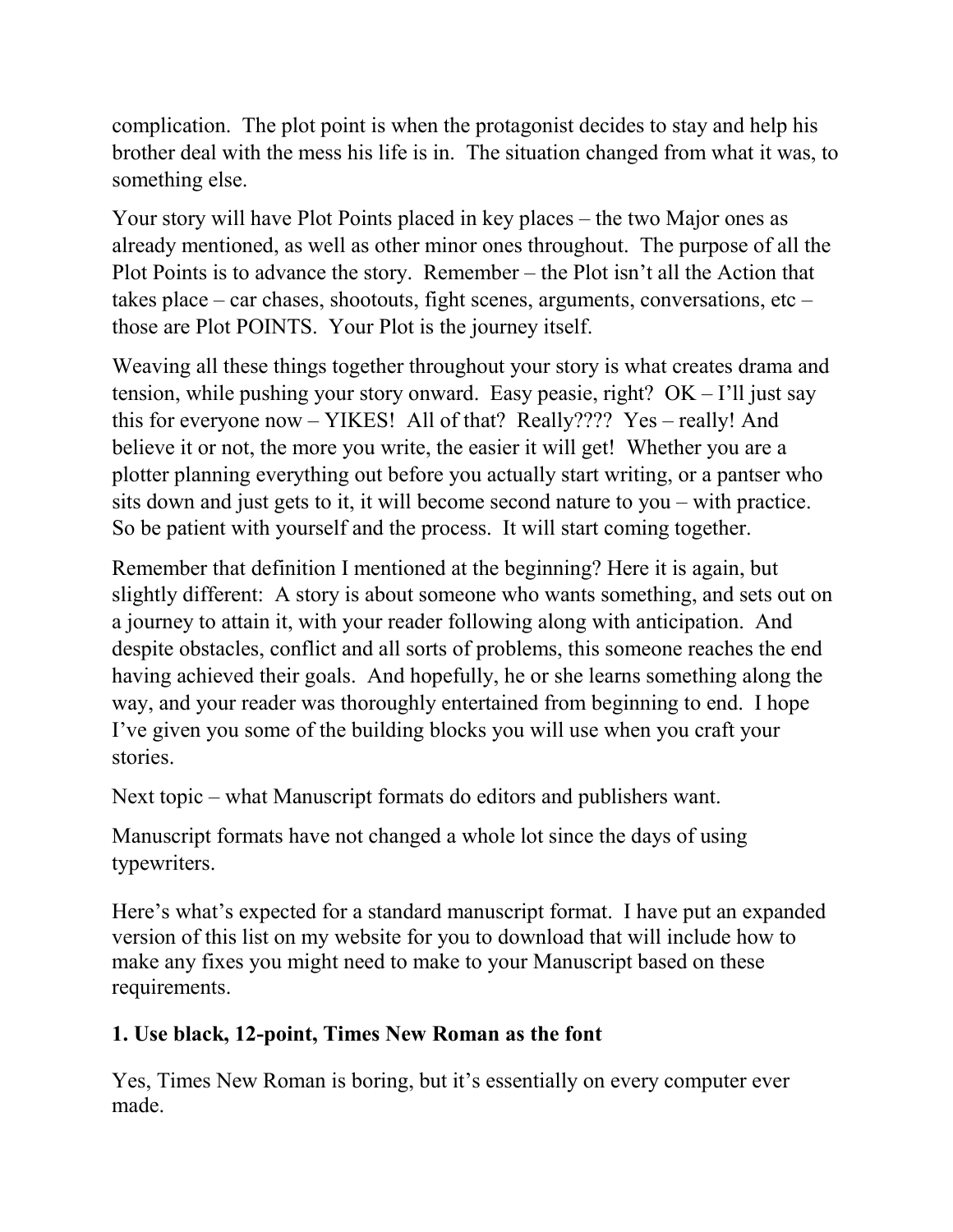complication. The plot point is when the protagonist decides to stay and help his brother deal with the mess his life is in. The situation changed from what it was, to something else.

Your story will have Plot Points placed in key places – the two Major ones as already mentioned, as well as other minor ones throughout. The purpose of all the Plot Points is to advance the story. Remember – the Plot isn't all the Action that takes place – car chases, shootouts, fight scenes, arguments, conversations, etc – those are Plot POINTS. Your Plot is the journey itself.

Weaving all these things together throughout your story is what creates drama and tension, while pushing your story onward. Easy peasie, right? OK – I'll just say this for everyone now – YIKES! All of that? Really???? Yes – really! And believe it or not, the more you write, the easier it will get! Whether you are a plotter planning everything out before you actually start writing, or a pantser who sits down and just gets to it, it will become second nature to you – with practice. So be patient with yourself and the process. It will start coming together.

Remember that definition I mentioned at the beginning? Here it is again, but slightly different: A story is about someone who wants something, and sets out on a journey to attain it, with your reader following along with anticipation. And despite obstacles, conflict and all sorts of problems, this someone reaches the end having achieved their goals. And hopefully, he or she learns something along the way, and your reader was thoroughly entertained from beginning to end. I hope I've given you some of the building blocks you will use when you craft your stories.

Next topic – what Manuscript formats do editors and publishers want.

Manuscript formats have not changed a whole lot since the days of using typewriters.

Here's what's expected for a standard manuscript format. I have put an expanded version of this list on my website for you to download that will include how to make any fixes you might need to make to your Manuscript based on these requirements.

**1. Use black, 12-point, Times New Roman as the font**

Yes, Times New Roman is boring, but it's essentially on every computer ever made.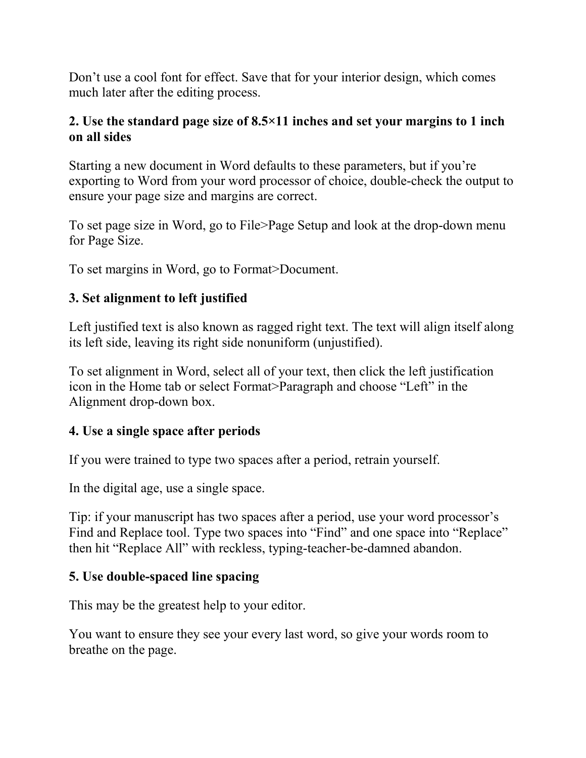Don't use a cool font for effect. Save that for your interior design, which comes much later after the editing process.

**2. Use the standard page size of 8.5×11 inches and set your margins to 1 inch on all sides**

Starting a new document in Word defaults to these parameters, but if you're exporting to Word from your word processor of choice, double-check the output to ensure your page size and margins are correct.

To set page size in Word, go to File>Page Setup and look at the drop-down menu for Page Size.

To set margins in Word, go to Format>Document.

**3. Set alignment to left justified**

Left justified text is also known as ragged right text. The text will align itself along its left side, leaving its right side nonuniform (unjustified).

To set alignment in Word, select all of your text, then click the left justification icon in the Home tab or select Format>Paragraph and choose "Left" in the Alignment drop-down box.

**4. Use a single space after periods**

If you were trained to type two spaces after a period, retrain yourself.

In the digital age, use a single space.

Tip: if your manuscript has two spaces after a period, use your word processor's Find and Replace tool. Type two spaces into "Find" and one space into "Replace" then hit "Replace All" with reckless, typing-teacher-be-damned abandon.

**5. Use double-spaced line spacing**

This may be the greatest help to your editor.

You want to ensure they see your every last word, so give your words room to breathe on the page.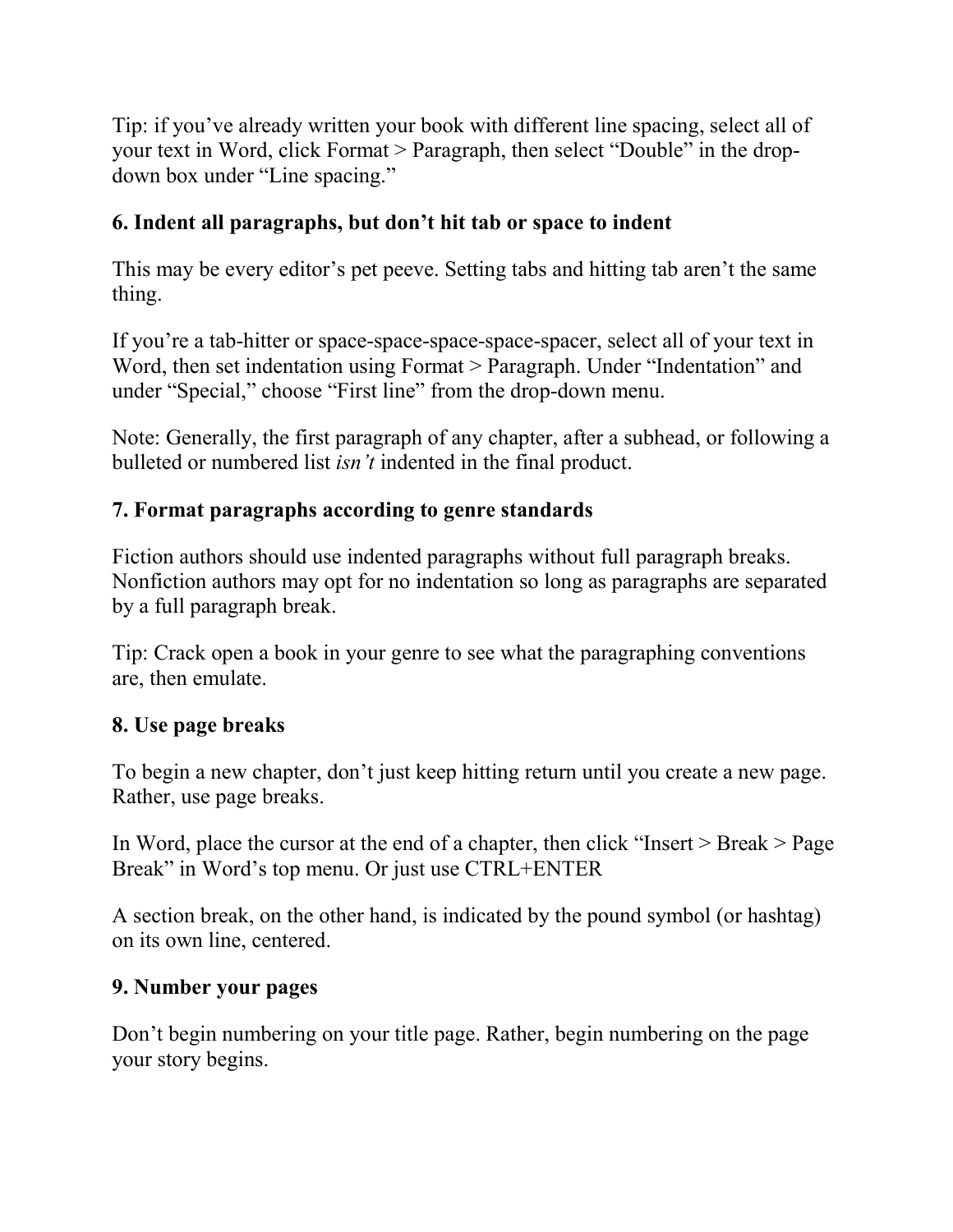Tip: if you've already written your book with different line spacing, select all of your text in Word, click Format > Paragraph, then select "Double" in the drop-down box under "Line spacing."

### 6. Indent all paragraphs, but don't hit tab or space to indent

This may be every editor's pet peeve. Setting tabs and hitting tab aren't the same thing.

If you're a tab-hitter or space-space-space-space-spacer, select all of your text in Word, then set indentation using Format > Paragraph. Under "Indentation" and under "Special," choose "First line" from the drop-down menu.

Note: Generally, the first paragraph of any chapter, after a subhead, or following a bulleted or numbered list *isn't* indented in the final product.

### 7. Format paragraphs according to genre standards

Fiction authors should use indented paragraphs without full paragraph breaks. Nonfiction authors may opt for no indentation so long as paragraphs are separated by a full paragraph break.

Tip: Crack open a book in your genre to see what the paragraphing conventions are, then emulate.

### 8. Use page breaks

To begin a new chapter, don't just keep hitting return until you create a new page. Rather, use page breaks.

In Word, place the cursor at the end of a chapter, then click "Insert > Break > Page Break" in Word's top menu. Or just use CTRL+ENTER

A section break, on the other hand, is indicated by the pound symbol (or hashtag) on its own line, centered.

### 9. Number your pages

Don't begin numbering on your title page. Rather, begin numbering on the page your story begins.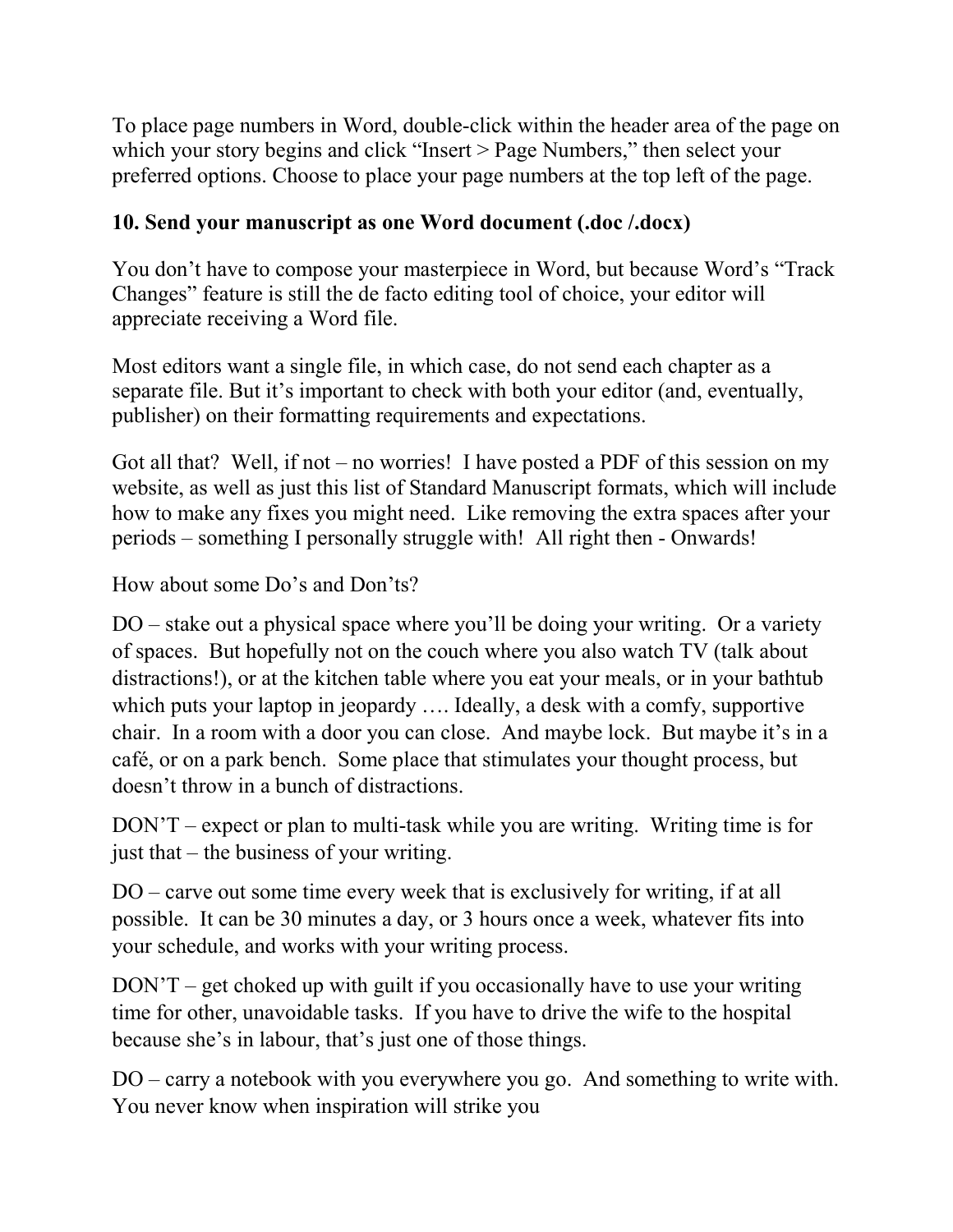To place page numbers in Word, double-click within the header area of the page on which your story begins and click "Insert > Page Numbers," then select your preferred options. Choose to place your page numbers at the top left of the page.

**10. Send your manuscript as one Word document (.doc /.docx)**

You don't have to compose your masterpiece in Word, but because Word's "Track Changes" feature is still the de facto editing tool of choice, your editor will appreciate receiving a Word file.

Most editors want a single file, in which case, do not send each chapter as a separate file. But it's important to check with both your editor (and, eventually, publisher) on their formatting requirements and expectations.

Got all that? Well, if not – no worries! I have posted a PDF of this session on my website, as well as just this list of Standard Manuscript formats, which will include how to make any fixes you might need. Like removing the extra spaces after your periods – something I personally struggle with! All right then - Onwards!

How about some Do's and Don'ts?

DO – stake out a physical space where you'll be doing your writing. Or a variety of spaces. But hopefully not on the couch where you also watch TV (talk about distractions!), or at the kitchen table where you eat your meals, or in your bathtub which puts your laptop in jeopardy …. Ideally, a desk with a comfy, supportive chair. In a room with a door you can close. And maybe lock. But maybe it's in a café, or on a park bench. Some place that stimulates your thought process, but doesn't throw in a bunch of distractions.

DON'T – expect or plan to multi-task while you are writing. Writing time is for just that – the business of your writing.

DO – carve out some time every week that is exclusively for writing, if at all possible. It can be 30 minutes a day, or 3 hours once a week, whatever fits into your schedule, and works with your writing process.

DON'T – get choked up with guilt if you occasionally have to use your writing time for other, unavoidable tasks. If you have to drive the wife to the hospital because she's in labour, that's just one of those things.

DO – carry a notebook with you everywhere you go. And something to write with. You never know when inspiration will strike you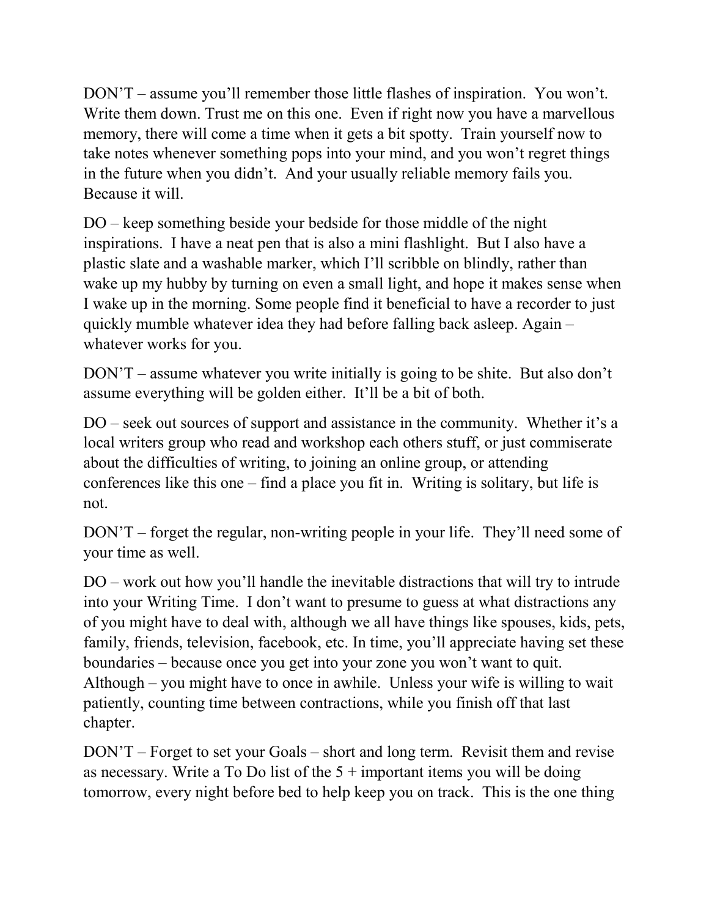DON'T – assume you'll remember those little flashes of inspiration. You won't. Write them down. Trust me on this one. Even if right now you have a marvellous memory, there will come a time when it gets a bit spotty. Train yourself now to take notes whenever something pops into your mind, and you won't regret things in the future when you didn't. And your usually reliable memory fails you. Because it will.

DO – keep something beside your bedside for those middle of the night inspirations. I have a neat pen that is also a mini flashlight. But I also have a plastic slate and a washable marker, which I'll scribble on blindly, rather than wake up my hubby by turning on even a small light, and hope it makes sense when I wake up in the morning. Some people find it beneficial to have a recorder to just quickly mumble whatever idea they had before falling back asleep. Again – whatever works for you.

DON'T – assume whatever you write initially is going to be shite. But also don't assume everything will be golden either. It'll be a bit of both.

DO – seek out sources of support and assistance in the community. Whether it's a local writers group who read and workshop each others stuff, or just commiserate about the difficulties of writing, to joining an online group, or attending conferences like this one – find a place you fit in. Writing is solitary, but life is not.

DON'T – forget the regular, non-writing people in your life. They'll need some of your time as well.

DO – work out how you'll handle the inevitable distractions that will try to intrude into your Writing Time. I don't want to presume to guess at what distractions any of you might have to deal with, although we all have things like spouses, kids, pets, family, friends, television, facebook, etc. In time, you'll appreciate having set these boundaries – because once you get into your zone you won't want to quit. Although – you might have to once in awhile. Unless your wife is willing to wait patiently, counting time between contractions, while you finish off that last chapter.

DON'T – Forget to set your Goals – short and long term. Revisit them and revise as necessary. Write a To Do list of the 5 + important items you will be doing tomorrow, every night before bed to help keep you on track. This is the one thing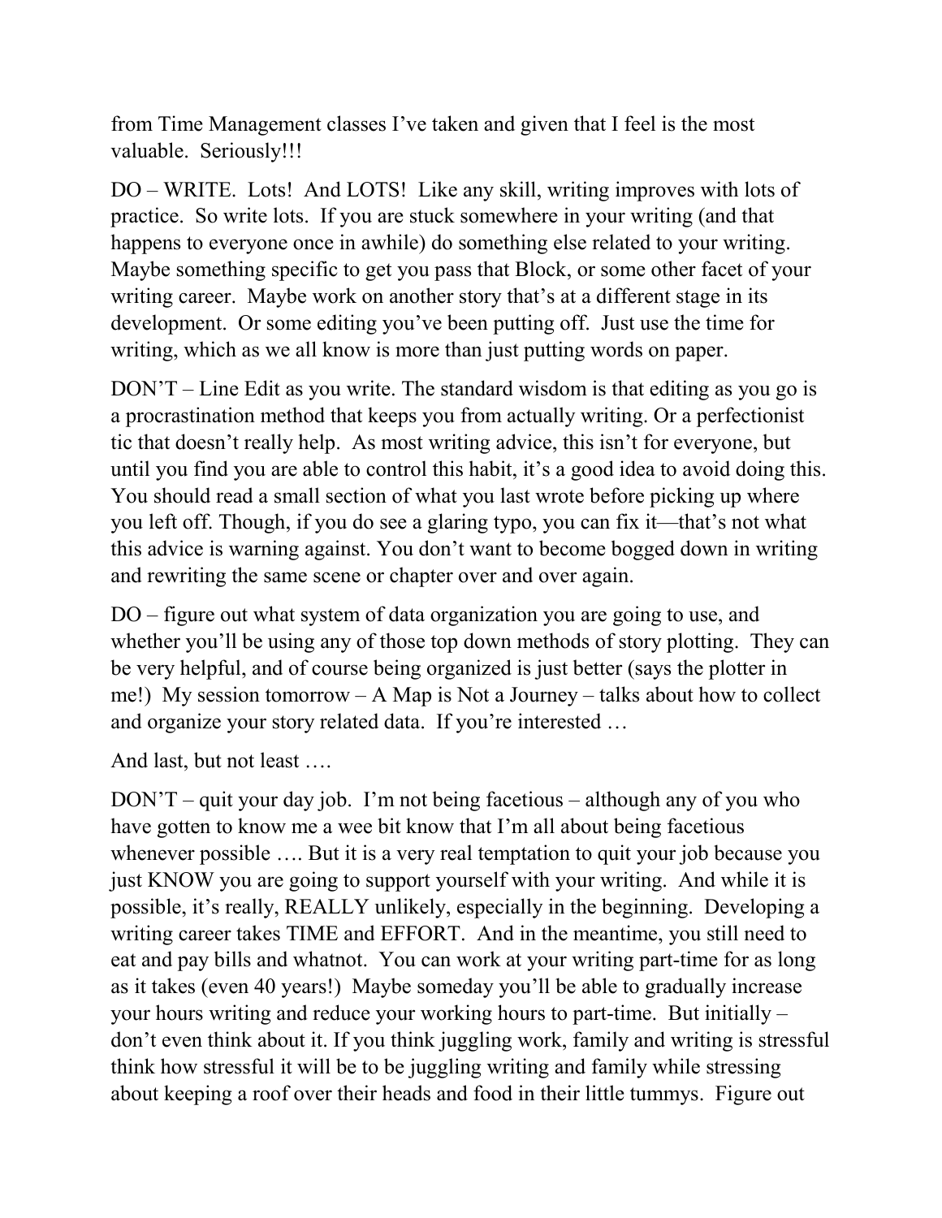from Time Management classes I've taken and given that I feel is the most valuable. Seriously!!!

DO – WRITE. Lots! And LOTS! Like any skill, writing improves with lots of practice. So write lots. If you are stuck somewhere in your writing (and that happens to everyone once in awhile) do something else related to your writing. Maybe something specific to get you pass that Block, or some other facet of your writing career. Maybe work on another story that's at a different stage in its development. Or some editing you've been putting off. Just use the time for writing, which as we all know is more than just putting words on paper.

DON'T – Line Edit as you write. The standard wisdom is that editing as you go is a procrastination method that keeps you from actually writing. Or a perfectionist tic that doesn't really help. As most writing advice, this isn't for everyone, but until you find you are able to control this habit, it's a good idea to avoid doing this. You should read a small section of what you last wrote before picking up where you left off. Though, if you do see a glaring typo, you can fix it—that's not what this advice is warning against. You don't want to become bogged down in writing and rewriting the same scene or chapter over and over again.

DO – figure out what system of data organization you are going to use, and whether you'll be using any of those top down methods of story plotting. They can be very helpful, and of course being organized is just better (says the plotter in me!) My session tomorrow – A Map is Not a Journey – talks about how to collect and organize your story related data. If you're interested …

And last, but not least ….

DON'T – quit your day job. I'm not being facetious – although any of you who have gotten to know me a wee bit know that I'm all about being facetious whenever possible …. But it is a very real temptation to quit your job because you just KNOW you are going to support yourself with your writing. And while it is possible, it's really, REALLY unlikely, especially in the beginning. Developing a writing career takes TIME and EFFORT. And in the meantime, you still need to eat and pay bills and whatnot. You can work at your writing part-time for as long as it takes (even 40 years!) Maybe someday you'll be able to gradually increase your hours writing and reduce your working hours to part-time. But initially – don't even think about it. If you think juggling work, family and writing is stressful think how stressful it will be to be juggling writing and family while stressing about keeping a roof over their heads and food in their little tummys. Figure out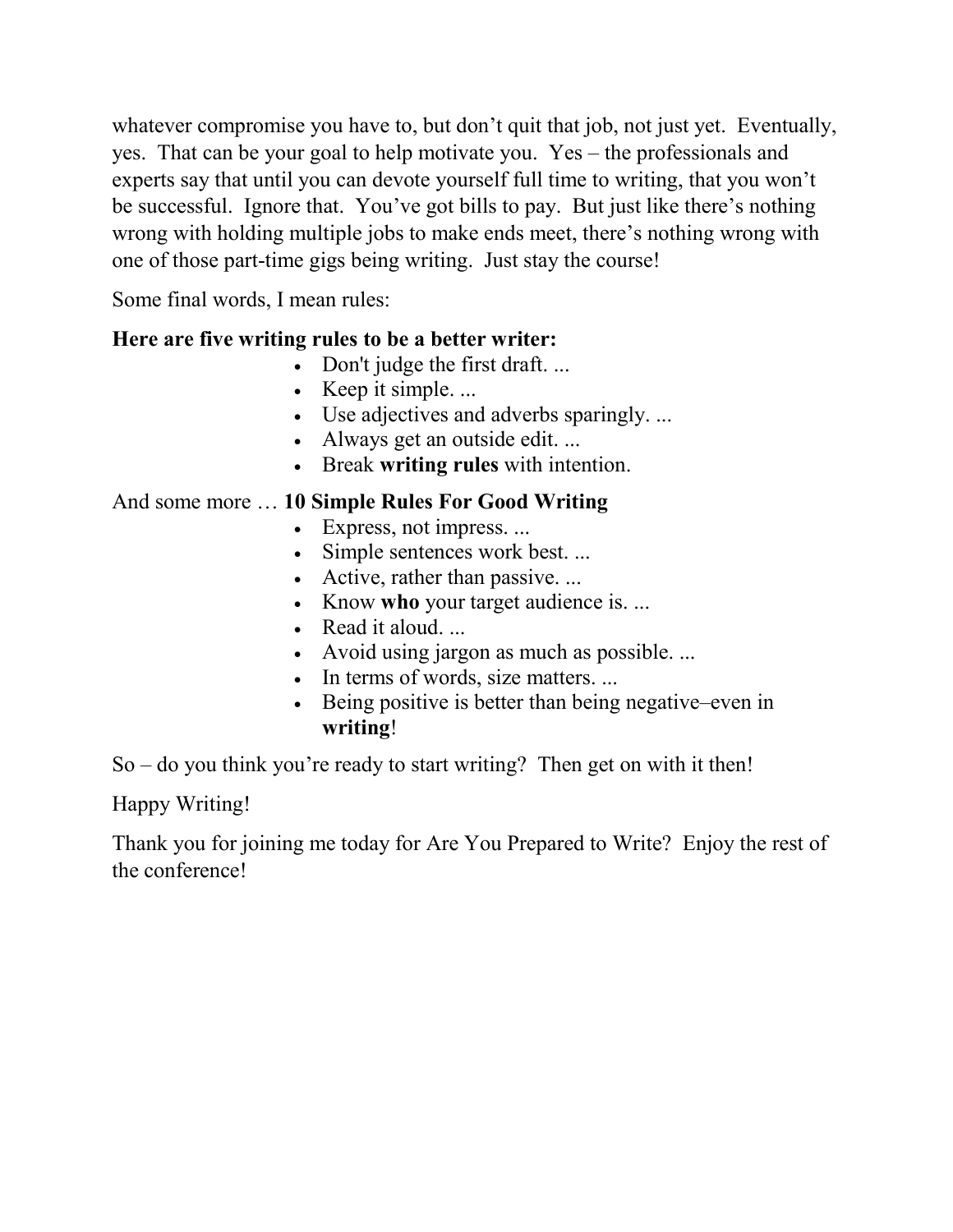whatever compromise you have to, but don't quit that job, not just yet. Eventually, yes. That can be your goal to help motivate you. Yes – the professionals and experts say that until you can devote yourself full time to writing, that you won't be successful. Ignore that. You've got bills to pay. But just like there's nothing wrong with holding multiple jobs to make ends meet, there's nothing wrong with one of those part-time gigs being writing. Just stay the course!

Some final words, I mean rules:

**Here are five writing rules to be a better writer:**

- Don't judge the first draft. ...
- Keep it simple. ...
- Use adjectives and adverbs sparingly. ...
- Always get an outside edit. ...
- Break **writing rules** with intention.

And some more … **10 Simple Rules For Good Writing**

- Express, not impress. ...
- Simple sentences work best. ...
- Active, rather than passive. ...
- Know **who** your target audience is. ...
- Read it aloud. ...
- Avoid using jargon as much as possible. ...
- In terms of words, size matters. ...
- Being positive is better than being negative–even in **writing**!

So – do you think you're ready to start writing? Then get on with it then!

Happy Writing!

Thank you for joining me today for Are You Prepared to Write? Enjoy the rest of the conference!